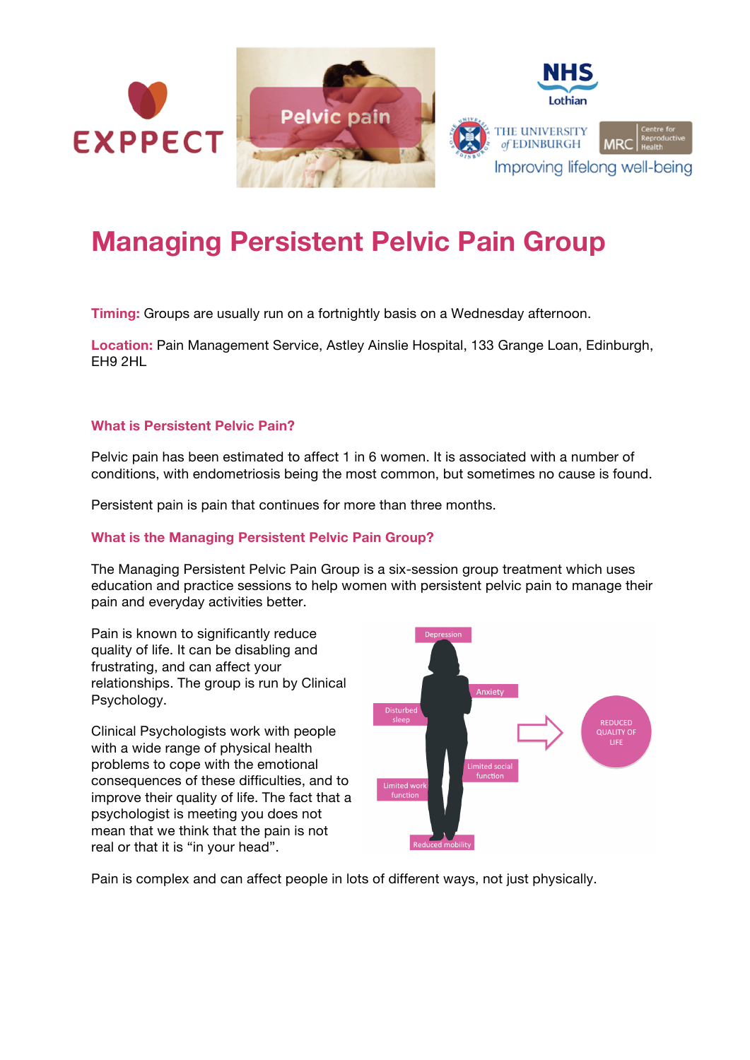# Managing Persistent Pelvic Pain Group

**Timing:** Groups are usually run on a fortnightly basis on a Wednesday afternoon.

**Location:** Pain Management Service, Astley Ainslie Hospital, 133 Grange Loan, Edinburgh, EH9 2HL

## What is Persistent Pelvic Pain?

Pelvic pain has been estimated to affect 1 in 6 women. It is associated with a number of conditions, with endometriosis being the most common, but sometimes no cause is found.

Persistent pain is pain that continues for more than three months.

## What is the Managing Persistent Pelvic Pain Group?

The Managing Persistent Pelvic Pain Group is a six-session group treatment which uses education and practice sessions to help women with persistent pelvic pain to manage their pain and everyday activities better.

Pain is known to significantly reduce quality of life. It can be disabling and frustrating, and can affect your relationships. The group is run by Clinical Psychology.

Clinical Psychologists work with people with a wide range of physical health problems to cope with the emotional consequences of these difficulties, and to improve their quality of life. The fact that a psychologist is meeting you does not mean that we think that the pain is not real or that it is "in your head".

Depression
Anxiety
Disturbed sleep
Limited social function
Limited work function
Reduced mobility
REDUCED QUALITY OF LIFE

Pain is complex and can affect people in lots of different ways, not just physically.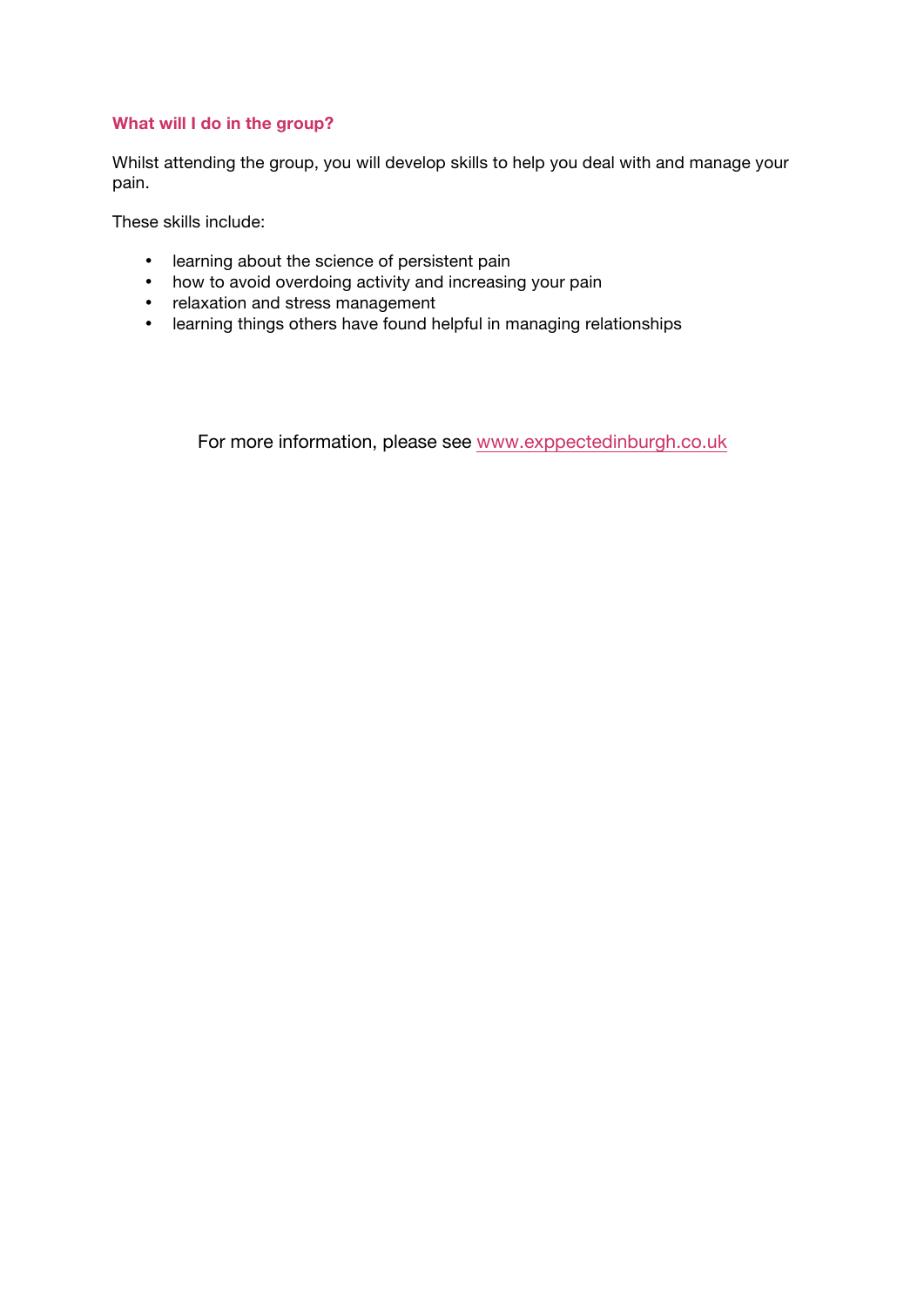## What will I do in the group?

Whilst attending the group, you will develop skills to help you deal with and manage your pain.

These skills include:

- learning about the science of persistent pain
- how to avoid overdoing activity and increasing your pain
- relaxation and stress management
- learning things others have found helpful in managing relationships

For more information, please see [www.exppectedinburgh.co.uk](www.exppectedinburgh.co.uk)